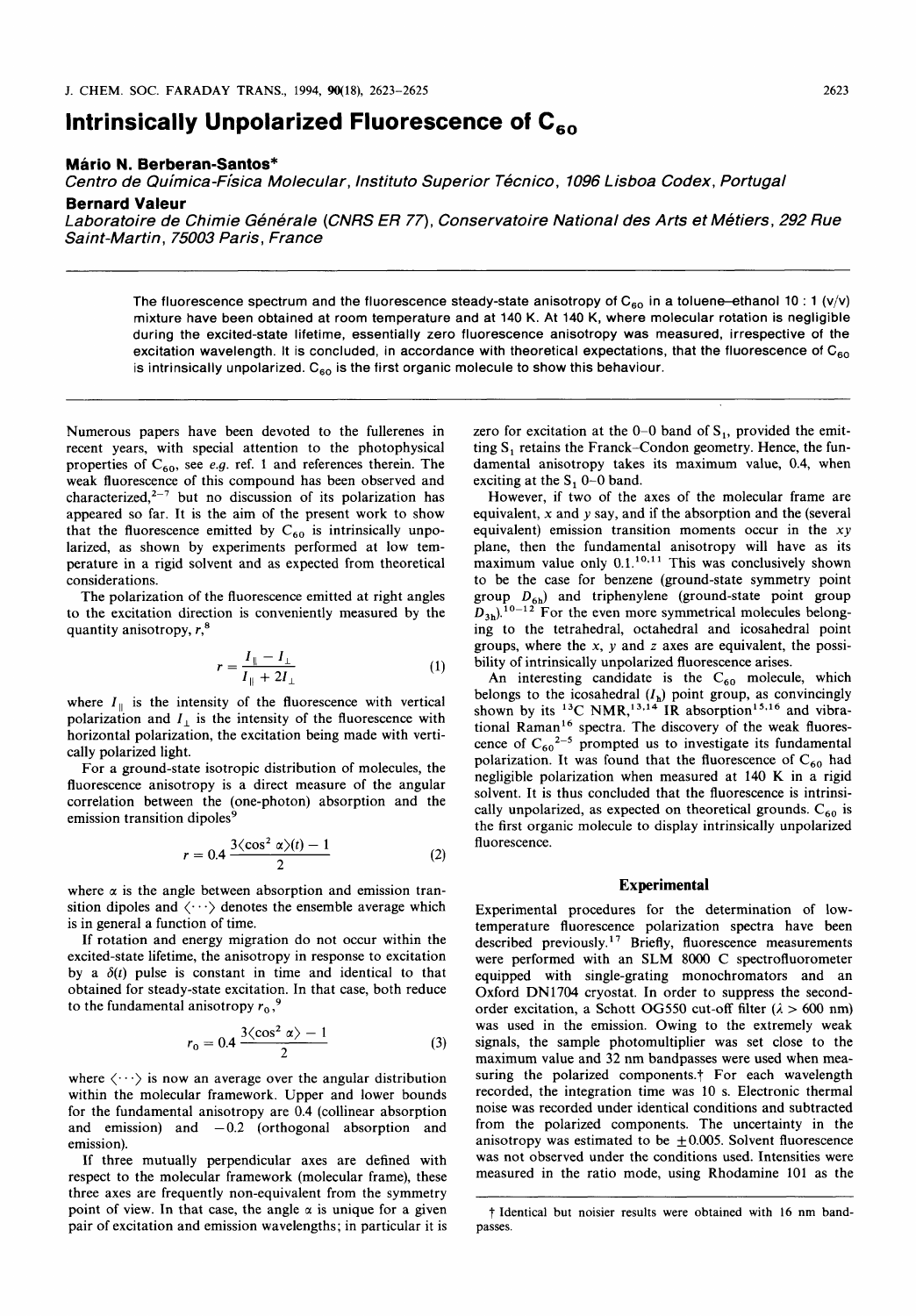# Intrinsically Unpolarized Fluorescence of $C_{60}$

**Mário N. Berberan-Santos***

*Centro de Química-Física Molecular, Instituto Superior Técnico, 1096 Lisboa Codex, Portugal*

**Bernard Valeur**

*Laboratoire de Chimie Générale (CNRS ER 77), Conservatoire National des Arts et Métiers, 292 Rue Saint-Martin, 75003 Paris, France*

The fluorescence spectrum and the fluorescence steady-state anisotropy of $C_{60}$ in a toluene–ethanol 10 : 1 (v/v) mixture have been obtained at room temperature and at 140 K. At 140 K, where molecular rotation is negligible during the excited-state lifetime, essentially zero fluorescence anisotropy was measured, irrespective of the excitation wavelength. It is concluded, in accordance with theoretical expectations, that the fluorescence of $C_{60}$ is intrinsically unpolarized. $C_{60}$ is the first organic molecule to show this behaviour.

Numerous papers have been devoted to the fullerenes in recent years, with special attention to the photophysical properties of $C_{60}$, see *e.g.* ref. 1 and references therein. The weak fluorescence of this compound has been observed and characterized,[2–7] but no discussion of its polarization has appeared so far. It is the aim of the present work to show that the fluorescence emitted by $C_{60}$ is intrinsically unpolarized, as shown by experiments performed at low temperature in a rigid solvent and as expected from theoretical considerations.

The polarization of the fluorescence emitted at right angles to the excitation direction is conveniently measured by the quantity anisotropy, $r$,[8]

$$r = \frac{I_{\parallel} - I_{\perp}}{I_{\parallel} + 2I_{\perp}} \tag{1}$$

where $I_{\parallel}$ is the intensity of the fluorescence with vertical polarization and $I_{\perp}$ is the intensity of the fluorescence with horizontal polarization, the excitation being made with vertically polarized light.

For a ground-state isotropic distribution of molecules, the fluorescence anisotropy is a direct measure of the angular correlation between the (one-photon) absorption and the emission transition dipoles[9]

$$r = 0.4\,\frac{3\langle\cos^2\alpha\rangle(t) - 1}{2} \tag{2}$$

where $\alpha$ is the angle between absorption and emission transition dipoles and $\langle\cdots\rangle$ denotes the ensemble average which is in general a function of time.

If rotation and energy migration do not occur within the excited-state lifetime, the anisotropy in response to excitation by a $\delta(t)$ pulse is constant in time and identical to that obtained for steady-state excitation. In that case, both reduce to the fundamental anisotropy $r_0$,[9]

$$r_0 = 0.4\,\frac{3\langle\cos^2\alpha\rangle - 1}{2} \tag{3}$$

where $\langle\cdots\rangle$ is now an average over the angular distribution within the molecular framework. Upper and lower bounds for the fundamental anisotropy are 0.4 (collinear absorption and emission) and $-0.2$ (orthogonal absorption and emission).

If three mutually perpendicular axes are defined with respect to the molecular framework (molecular frame), these three axes are frequently non-equivalent from the symmetry point of view. In that case, the angle $\alpha$ is unique for a given pair of excitation and emission wavelengths; in particular it is zero for excitation at the 0–0 band of $S_1$, provided the emitting $S_1$ retains the Franck–Condon geometry. Hence, the fundamental anisotropy takes its maximum value, 0.4, when exciting at the $S_1$ 0–0 band.

However, if two of the axes of the molecular frame are equivalent, $x$ and $y$ say, and if the absorption and the (several equivalent) emission transition moments occur in the $xy$ plane, then the fundamental anisotropy will have as its maximum value only 0.1.[10,11] This was conclusively shown to be the case for benzene (ground-state symmetry point group $D_{6h}$) and triphenylene (ground-state point group $D_{3h}$).[10–12] For the even more symmetrical molecules belonging to the tetrahedral, octahedral and icosahedral point groups, where the $x$, $y$ and $z$ axes are equivalent, the possibility of intrinsically unpolarized fluorescence arises.

An interesting candidate is the $C_{60}$ molecule, which belongs to the icosahedral ($I_h$) point group, as convincingly shown by its $^{13}C$ NMR,[13,14] IR absorption[15,16] and vibrational Raman[16] spectra. The discovery of the weak fluorescence of $C_{60}$[2–5] prompted us to investigate its fundamental polarization. It was found that the fluorescence of $C_{60}$ had negligible polarization when measured at 140 K in a rigid solvent. It is thus concluded that the fluorescence is intrinsically unpolarized, as expected on theoretical grounds. $C_{60}$ is the first organic molecule to display intrinsically unpolarized fluorescence.

## Experimental

Experimental procedures for the determination of low-temperature fluorescence polarization spectra have been described previously.[17] Briefly, fluorescence measurements were performed with an SLM 8000 C spectrofluorometer equipped with single-grating monochromators and an Oxford DN1704 cryostat. In order to suppress the second-order excitation, a Schott OG550 cut-off filter ($\lambda > 600$ nm) was used in the emission. Owing to the extremely weak signals, the sample photomultiplier was set close to the maximum value and 32 nm bandpasses were used when measuring the polarized components.† For each wavelength recorded, the integration time was 10 s. Electronic thermal noise was recorded under identical conditions and subtracted from the polarized components. The uncertainty in the anisotropy was estimated to be $\pm 0.005$. Solvent fluorescence was not observed under the conditions used. Intensities were measured in the ratio mode, using Rhodamine 101 as the

† Identical but noisier results were obtained with 16 nm bandpasses.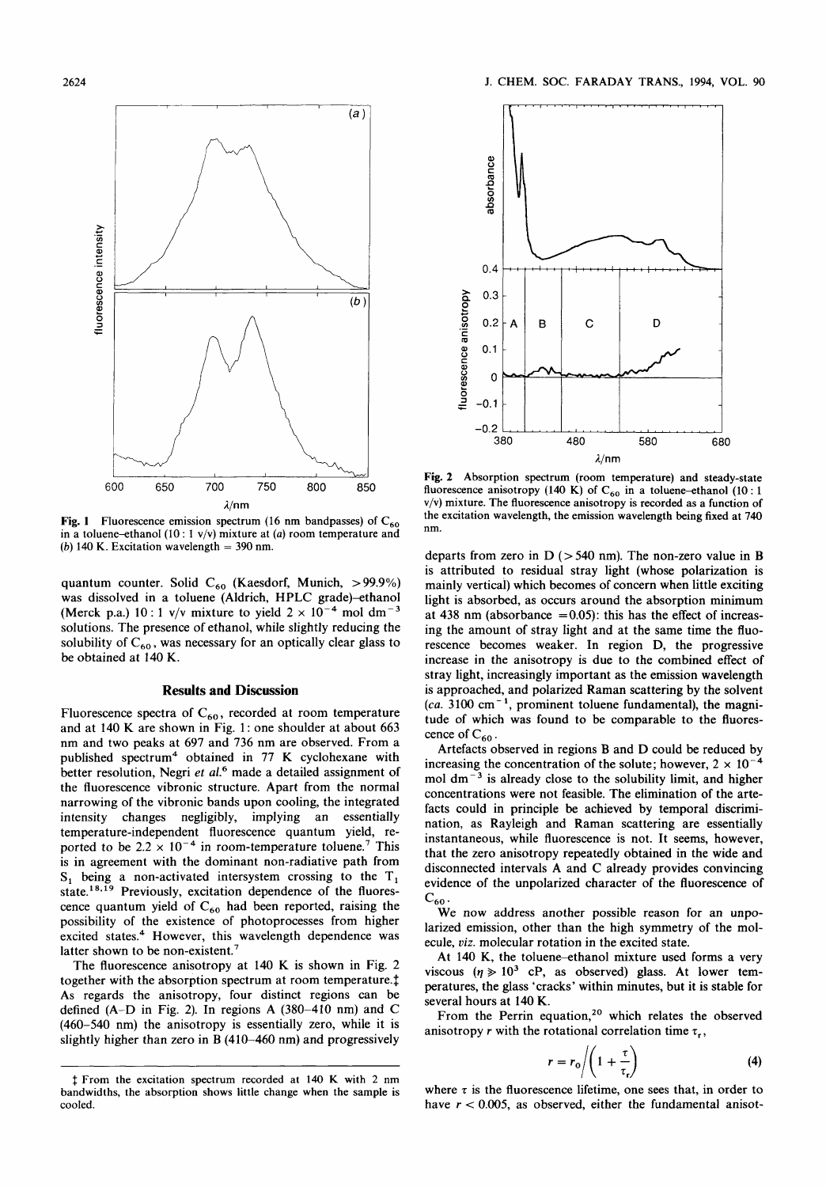Fig. 1 Fluorescence emission spectrum (16 nm bandpasses) of $C_{60}$ in a toluene–ethanol (10 : 1 v/v) mixture at (*a*) room temperature and (*b*) 140 K. Excitation wavelength = 390 nm.

quantum counter. Solid $C_{60}$ (Kaesdorf, Munich, >99.9%) was dissolved in a toluene (Aldrich, HPLC grade)–ethanol (Merck p.a.) 10 : 1 v/v mixture to yield $2 \times 10^{-4}$ mol dm$^{-3}$ solutions. The presence of ethanol, while slightly reducing the solubility of $C_{60}$, was necessary for an optically clear glass to be obtained at 140 K.

## Results and Discussion

Fluorescence spectra of $C_{60}$, recorded at room temperature and at 140 K are shown in Fig. 1: one shoulder at about 663 nm and two peaks at 697 and 736 nm are observed. From a published spectrum[4] obtained in 77 K cyclohexane with better resolution, Negri *et al.*[6] made a detailed assignment of the fluorescence vibronic structure. Apart from the normal narrowing of the vibronic bands upon cooling, the integrated intensity changes negligibly, implying an essentially temperature-independent fluorescence quantum yield, reported to be $2.2 \times 10^{-4}$ in room-temperature toluene.[7] This is in agreement with the dominant non-radiative path from $S_1$ being a non-activated intersystem crossing to the $T_1$ state.[18,19] Previously, excitation dependence of the fluorescence quantum yield of $C_{60}$ had been reported, raising the possibility of the existence of photoprocesses from higher excited states.[4] However, this wavelength dependence was latter shown to be non-existent.[7]

The fluorescence anisotropy at 140 K is shown in Fig. 2 together with the absorption spectrum at room temperature.‡ As regards the anisotropy, four distinct regions can be defined (A–D in Fig. 2). In regions A (380–410 nm) and C (460–540 nm) the anisotropy is essentially zero, while it is slightly higher than zero in B (410–460 nm) and progressively departs from zero in D (>540 nm). The non-zero value in B is attributed to residual stray light (whose polarization is mainly vertical) which becomes of concern when little exciting light is absorbed, as occurs around the absorption minimum at 438 nm (absorbance = 0.05): this has the effect of increasing the amount of stray light and at the same time the fluorescence becomes weaker. In region D, the progressive increase in the anisotropy is due to the combined effect of stray light, increasingly important as the emission wavelength is approached, and polarized Raman scattering by the solvent (*ca.* 3100 cm$^{-1}$, prominent toluene fundamental), the magnitude of which was found to be comparable to the fluorescence of $C_{60}$.

‡ From the excitation spectrum recorded at 140 K with 2 nm bandwidths, the absorption shows little change when the sample is cooled.

Fig. 2 Absorption spectrum (room temperature) and steady-state fluorescence anisotropy (140 K) of $C_{60}$ in a toluene–ethanol (10 : 1 v/v) mixture. The fluorescence anisotropy is recorded as a function of the excitation wavelength, the emission wavelength being fixed at 740 nm.

Artefacts observed in regions B and D could be reduced by increasing the concentration of the solute; however, $2 \times 10^{-4}$ mol dm$^{-3}$ is already close to the solubility limit, and higher concentrations were not feasible. The elimination of the artefacts could in principle be achieved by temporal discrimination, as Rayleigh and Raman scattering are essentially instantaneous, while fluorescence is not. It seems, however, that the zero anisotropy repeatedly obtained in the wide and disconnected intervals A and C already provides convincing evidence of the unpolarized character of the fluorescence of $C_{60}$.

We now address another possible reason for an unpolarized emission, other than the high symmetry of the molecule, *viz.* molecular rotation in the excited state.

At 140 K, the toluene–ethanol mixture used forms a very viscous ($\eta \gg 10^3$ cP, as observed) glass. At lower temperatures, the glass 'cracks' within minutes, but it is stable for several hours at 140 K.

From the Perrin equation,[20] which relates the observed anisotropy $r$ with the rotational correlation time $\tau_r$,

$$r = r_0 \Big/ \left(1 + \frac{\tau}{\tau_r}\right) \tag{4}$$

where $\tau$ is the fluorescence lifetime, one sees that, in order to have $r < 0.005$, as observed, either the fundamental anisot-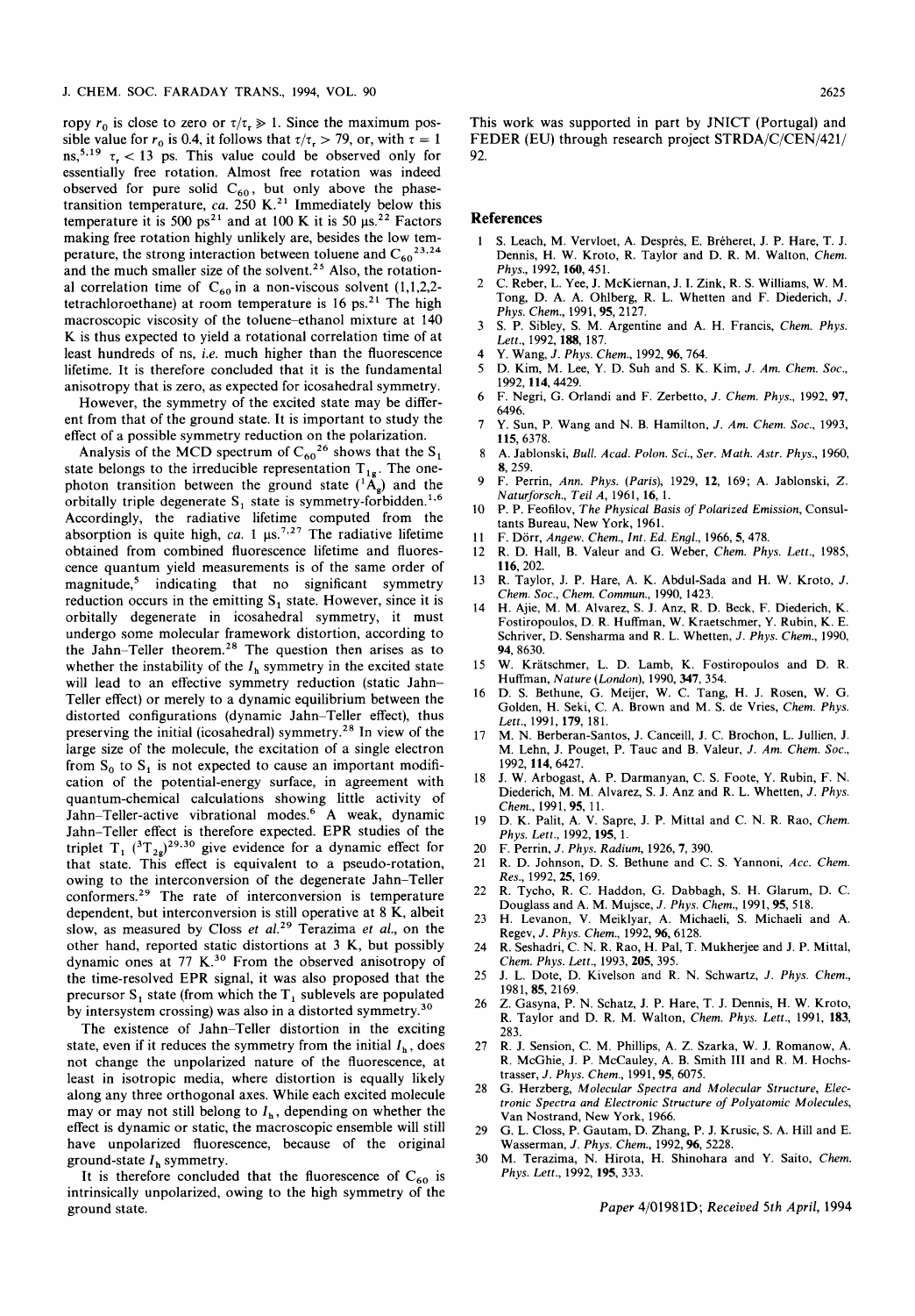ropy $r_0$ is close to zero or $\tau/\tau_r \gg 1$. Since the maximum possible value for $r_0$ is 0.4, it follows that $\tau/\tau_r > 79$, or, with $\tau = 1$ ns,[5,19] $\tau_r < 13$ ps. This value could be observed only for essentially free rotation. Almost free rotation was indeed observed for pure solid $C_{60}$, but only above the phase-transition temperature, *ca.* 250 K.[21] Immediately below this temperature it is 500 ps[21] and at 100 K it is 50 μs.[22] Factors making free rotation highly unlikely are, besides the low temperature, the strong interaction between toluene and $C_{60}$[23,24] and the much smaller size of the solvent.[25] Also, the rotational correlation time of $C_{60}$ in a non-viscous solvent (1,1,2,2-tetrachloroethane) at room temperature is 16 ps.[21] The high macroscopic viscosity of the toluene–ethanol mixture at 140 K is thus expected to yield a rotational correlation time of at least hundreds of ns, *i.e.* much higher than the fluorescence lifetime. It is therefore concluded that it is the fundamental anisotropy that is zero, as expected for icosahedral symmetry.

However, the symmetry of the excited state may be different from that of the ground state. It is important to study the effect of a possible symmetry reduction on the polarization.

Analysis of the MCD spectrum of $C_{60}$[26] shows that the $S_1$ state belongs to the irreducible representation $T_{1g}$. The one-photon transition between the ground state ($^1A_g$) and the orbitally triple degenerate $S_1$ state is symmetry-forbidden.[1,6] Accordingly, the radiative lifetime computed from the absorption is quite high, *ca.* 1 μs.[7,27] The radiative lifetime obtained from combined fluorescence lifetime and fluorescence quantum yield measurements is of the same order of magnitude,[5] indicating that no significant symmetry reduction occurs in the emitting $S_1$ state. However, since it is orbitally degenerate in icosahedral symmetry, it must undergo some molecular framework distortion, according to the Jahn–Teller theorem.[28] The question then arises as to whether the instability of the $I_h$ symmetry in the excited state will lead to an effective symmetry reduction (static Jahn–Teller effect) or merely to a dynamic equilibrium between the distorted configurations (dynamic Jahn–Teller effect), thus preserving the initial (icosahedral) symmetry.[28] In view of the large size of the molecule, the excitation of a single electron from $S_0$ to $S_1$ is not expected to cause an important modification of the potential-energy surface, in agreement with quantum-chemical calculations showing little activity of Jahn–Teller-active vibrational modes.[6] A weak, dynamic Jahn–Teller effect is therefore expected. EPR studies of the triplet $T_1$ ($^3T_{2g}$)[29,30] give evidence for a dynamic effect for that state. This effect is equivalent to a pseudo-rotation, owing to the interconversion of the degenerate Jahn–Teller conformers.[29] The rate of interconversion is temperature dependent, but interconversion is still operative at 8 K, albeit slow, as measured by Closs *et al.*[29] Terazima *et al.*, on the other hand, reported static distortions at 3 K, but possibly dynamic ones at 77 K.[30] From the observed anisotropy of the time-resolved EPR signal, it was also proposed that the precursor $S_1$ state (from which the $T_1$ sublevels are populated by intersystem crossing) was also in a distorted symmetry.[30]

The existence of Jahn–Teller distortion in the exciting state, even if it reduces the symmetry from the initial $I_h$, does not change the unpolarized nature of the fluorescence, at least in isotropic media, where distortion is equally likely along any three orthogonal axes. While each excited molecule may or may not still belong to $I_h$, depending on whether the effect is dynamic or static, the macroscopic ensemble will still have unpolarized fluorescence, because of the original ground-state $I_h$ symmetry.

It is therefore concluded that the fluorescence of $C_{60}$ is intrinsically unpolarized, owing to the high symmetry of the ground state.

This work was supported in part by JNICT (Portugal) and FEDER (EU) through research project STRDA/C/CEN/421/92.

## References

1. S. Leach, M. Vervloet, A. Desprès, E. Bréheret, J. P. Hare, T. J. Dennis, H. W. Kroto, R. Taylor and D. R. M. Walton, *Chem. Phys.*, 1992, **160**, 451.
2. C. Reber, L. Yee, J. McKiernan, J. I. Zink, R. S. Williams, W. M. Tong, D. A. A. Ohlberg, R. L. Whetten and F. Diederich, *J. Phys. Chem.*, 1991, **95**, 2127.
3. S. P. Sibley, S. M. Argentine and A. H. Francis, *Chem. Phys. Lett.*, 1992, **188**, 187.
4. Y. Wang, *J. Phys. Chem.*, 1992, **96**, 764.
5. D. Kim, M. Lee, Y. D. Suh and S. K. Kim, *J. Am. Chem. Soc.*, 1992, **114**, 4429.
6. F. Negri, G. Orlandi and F. Zerbetto, *J. Chem. Phys.*, 1992, **97**, 6496.
7. Y. Sun, P. Wang and N. B. Hamilton, *J. Am. Chem. Soc.*, 1993, **115**, 6378.
8. A. Jablonski, *Bull. Acad. Polon. Sci., Ser. Math. Astr. Phys.*, 1960, **8**, 259.
9. F. Perrin, *Ann. Phys. (Paris)*, 1929, **12**, 169; A. Jablonski, *Z. Naturforsch., Teil A*, 1961, **16**, 1.
10. P. P. Feofilov, *The Physical Basis of Polarized Emission*, Consultants Bureau, New York, 1961.
11. F. Dörr, *Angew. Chem., Int. Ed. Engl.*, 1966, **5**, 478.
12. R. D. Hall, B. Valeur and G. Weber, *Chem. Phys. Lett.*, 1985, **116**, 202.
13. R. Taylor, J. P. Hare, A. K. Abdul-Sada and H. W. Kroto, *J. Chem. Soc., Chem. Commun.*, 1990, 1423.
14. H. Ajie, M. M. Alvarez, S. J. Anz, R. D. Beck, F. Diederich, K. Fostiropoulos, D. R. Huffman, W. Kraetschmer, Y. Rubin, K. E. Schriver, D. Sensharma and R. L. Whetten, *J. Phys. Chem.*, 1990, **94**, 8630.
15. W. Krätschmer, L. D. Lamb, K. Fostiropoulos and D. R. Huffman, *Nature (London)*, 1990, **347**, 354.
16. D. S. Bethune, G. Meijer, W. C. Tang, H. J. Rosen, W. G. Golden, H. Seki, C. A. Brown and M. S. de Vries, *Chem. Phys. Lett.*, 1991, **179**, 181.
17. M. N. Berberan-Santos, J. Canceill, J. C. Brochon, L. Jullien, J. M. Lehn, J. Pouget, P. Tauc and B. Valeur, *J. Am. Chem. Soc.*, 1992, **114**, 6427.
18. J. W. Arbogast, A. P. Darmanyan, C. S. Foote, Y. Rubin, F. N. Diederich, M. M. Alvarez, S. J. Anz and R. L. Whetten, *J. Phys. Chem.*, 1991, **95**, 11.
19. D. K. Palit, A. V. Sapre, J. P. Mittal and C. N. R. Rao, *Chem. Phys. Lett.*, 1992, **195**, 1.
20. F. Perrin, *J. Phys. Radium*, 1926, **7**, 390.
21. R. D. Johnson, D. S. Bethune and C. S. Yannoni, *Acc. Chem. Res.*, 1992, **25**, 169.
22. R. Tycho, R. C. Haddon, G. Dabbagh, S. H. Glarum, D. C. Douglass and A. M. Mujsce, *J. Phys. Chem.*, 1991, **95**, 518.
23. H. Levanon, V. Meiklyar, A. Michaeli, S. Michaeli and A. Regev, *J. Phys. Chem.*, 1992, **96**, 6128.
24. R. Seshadri, C. N. R. Rao, H. Pal, T. Mukherjee and J. P. Mittal, *Chem. Phys. Lett.*, 1993, **205**, 395.
25. J. L. Dote, D. Kivelson and R. N. Schwartz, *J. Phys. Chem.*, 1981, **85**, 2169.
26. Z. Gasyna, P. N. Schatz, J. P. Hare, T. J. Dennis, H. W. Kroto, R. Taylor and D. R. M. Walton, *Chem. Phys. Lett.*, 1991, **183**, 283.
27. R. J. Sension, C. M. Phillips, A. Z. Szarka, W. J. Romanow, A. R. McGhie, J. P. McCauley, A. B. Smith III and R. M. Hochstrasser, *J. Phys. Chem.*, 1991, **95**, 6075.
28. G. Herzberg, *Molecular Spectra and Molecular Structure, Electronic Spectra and Electronic Structure of Polyatomic Molecules*, Van Nostrand, New York, 1966.
29. G. L. Closs, P. Gautam, D. Zhang, P. J. Krusic, S. A. Hill and E. Wasserman, *J. Phys. Chem.*, 1992, **96**, 5228.
30. M. Terazima, N. Hirota, H. Shinohara and Y. Saito, *Chem. Phys. Lett.*, 1992, **195**, 333.

*Paper 4/01981D; Received 5th April, 1994*